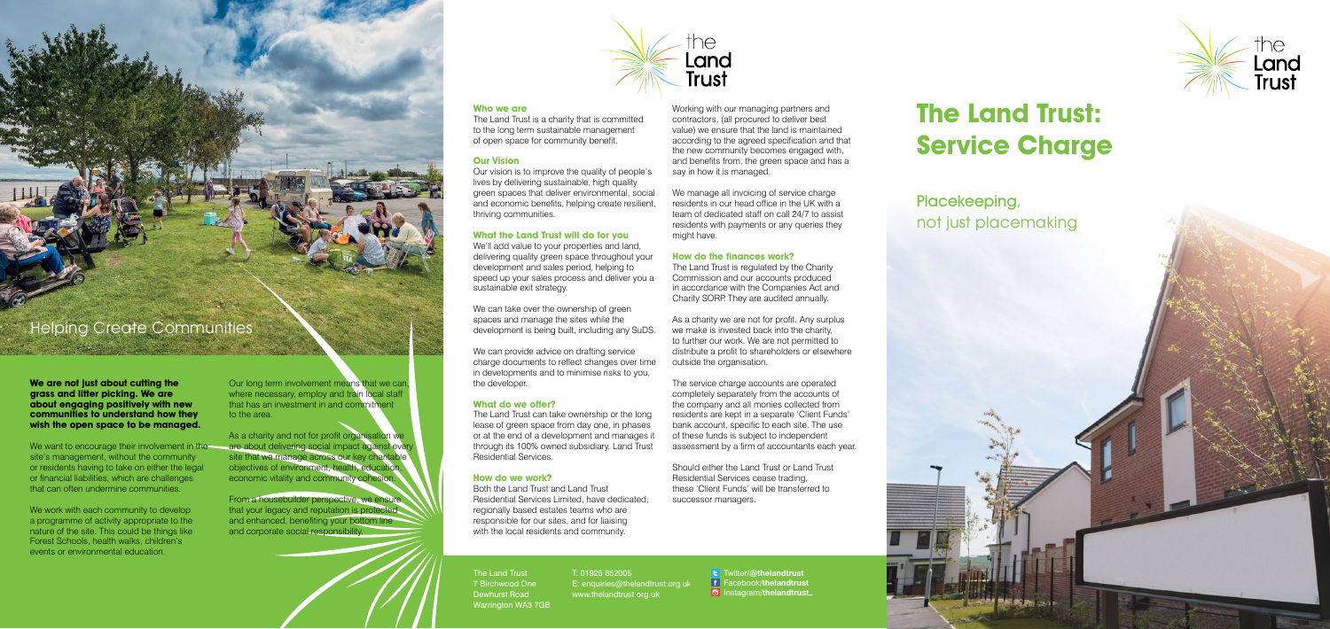# The Land Trust: Service Charge

## Placekeeping, not just placemaking

## Helping Create Communities

**We are not just about cutting the grass and litter picking. We are about engaging positively with new communities to understand how they wish the open space to be managed.**

We want to encourage their involvement in the site's management, without the community or residents having to take on either the legal or financial liabilities, which are challenges that can often undermine communities.

We work with each community to develop a programme of activity appropriate to the nature of the site. This could be things like Forest Schools, health walks, children's events or environmental education.

Our long term involvement means that we can, where necessary, employ and train local staff that has an investment in and commitment to the area.

As a charity and not for profit organisation we are about delivering social impact against every site that we manage across our key charitable objectives of environment, health, education, economic vitality and community cohesion.

From a housebuilder perspective, we ensure that your legacy and reputation is protected and enhanced, benefiting your bottom line and corporate social responsibility.

### Who we are

The Land Trust is a charity that is committed to the long term sustainable management of open space for community benefit.

### Our Vision

Our vision is to improve the quality of people's lives by delivering sustainable, high quality green spaces that deliver environmental, social and economic benefits, helping create resilient, thriving communities.

### What the Land Trust will do for you

We'll add value to your properties and land, delivering quality green space throughout your development and sales period, helping to speed up your sales process and deliver you a sustainable exit strategy.

We can take over the ownership of green spaces and manage the sites while the development is being built, including any SuDS.

We can provide advice on drafting service charge documents to reflect changes over time in developments and to minimise risks to you, the developer.

### What do we offer?

The Land Trust can take ownership or the long lease of green space from day one, in phases or at the end of a development and manages it through its 100% owned subsidiary, Land Trust Residential Services.

### How do we work?

Both the Land Trust and Land Trust Residential Services Limited, have dedicated, regionally based estates teams who are responsible for our sites, and for liaising with the local residents and community.

Working with our managing partners and contractors, (all procured to deliver best value) we ensure that the land is maintained according to the agreed specification and that the new community becomes engaged with, and benefits from, the green space and has a say in how it is managed.

We manage all invoicing of service charge residents in our head office in the UK with a team of dedicated staff on call 24/7 to assist residents with payments or any queries they might have.

### How do the finances work?

The Land Trust is regulated by the Charity Commission and our accounts produced in accordance with the Companies Act and Charity SORP. They are audited annually.

As a charity we are not for profit. Any surplus we make is invested back into the charity, to further our work. We are not permitted to distribute a profit to shareholders or elsewhere outside the organisation.

The service charge accounts are operated completely separately from the accounts of the company and all monies collected from residents are kept in a separate 'Client Funds' bank account, specific to each site. The use of these funds is subject to independent assessment by a firm of accountants each year.

Should either the Land Trust or Land Trust Residential Services cease trading, these 'Client Funds' will be transferred to successor managers.

The Land Trust
7 Birchwood One
Dewhurst Road
Warrington WA3 7GB

T: 01925 852005
E: enquiries@thelandtrust.org.uk
www.thelandtrust.org.uk

Twitter/**@thelandtrust**
Facebook/**thelandtrust**
Instagram/**thelandtrust_**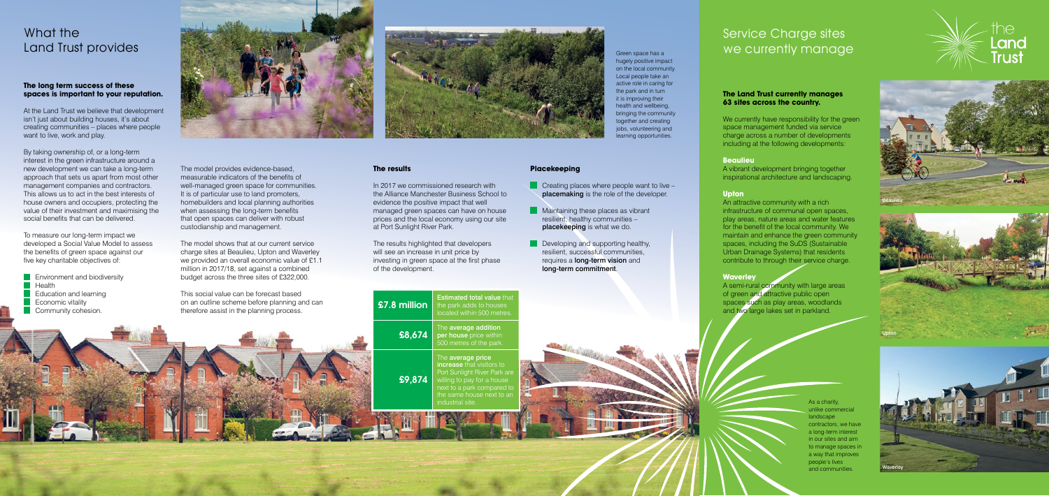# What the Land Trust provides

**The long term success of these spaces is important to your reputation.**

At the Land Trust we believe that development isn't just about building houses, it's about creating communities – places where people want to live, work and play.

By taking ownership of, or a long-term interest in the green infrastructure around a new development we can take a long-term approach that sets us apart from most other management companies and contractors. This allows us to act in the best interests of house owners and occupiers, protecting the value of their investment and maximising the social benefits that can be delivered.

To measure our long-term impact we developed a Social Value Model to assess the benefits of green space against our five key charitable objectives of:

- Environment and biodiversity
- Health
- Education and learning
- Economic vitality
- Community cohesion.

The model provides evidence-based, measurable indicators of the benefits of well-managed green space for communities. It is of particular use to land promoters, homebuilders and local planning authorities when assessing the long-term benefits that open spaces can deliver with robust custodianship and management.

The model shows that at our current service charge sites at Beaulieu, Upton and Waverley we provided an overall economic value of £1.1 million in 2017/18, set against a combined budget across the three sites of £322,000.

This social value can be forecast based on an outline scheme before planning and can therefore assist in the planning process.

Green space has a hugely positive impact on the local community. Local people take an active role in caring for the park and in turn it is improving their health and wellbeing, bringing the community together and creating jobs, volunteering and learning opportunities.

### The results

In 2017 we commissioned research with the Alliance Manchester Business School to evidence the positive impact that well managed green spaces can have on house prices and the local economy using our site at Port Sunlight River Park.

The results highlighted that developers will see an increase in unit price by investing in green space at the first phase of the development.

| | |
|---|---|
| £7.8 million | **Estimated total value** that the park adds to houses located within 500 metres. |
| £8,674 | The **average addition per house** price within 500 metres of the park. |
| £9,874 | The **average price increase** that visitors to Port Sunlight River Park are willing to pay for a house next to a park compared to the same house next to an industrial site. |

### Placekeeping

- Creating places where people want to live – **placemaking** is the role of the developer.
- Maintaining these places as vibrant resilient, healthy communities – **placekeeping** is what we do.
- Developing and supporting healthy, resilient, successful communities, requires a **long-term vision** and **long-term commitment**.

# Service Charge sites we currently manage

**The Land Trust currently manages 63 sites across the country.**

We currently have responsibility for the green space management funded via service charge across a number of developments including at the following developments:

### Beaulieu

A vibrant development bringing together inspirational architecture and landscaping.

### Upton

An attractive community with a rich infrastructure of communal open spaces, play areas, nature areas and water features for the benefit of the local community. We maintain and enhance the green community spaces, including the SuDS (Sustainable Urban Drainage Systems) that residents contribute to through their service charge.

### Waverley

A semi-rural community with large areas of green and attractive public open spaces such as play areas, woodlands and two large lakes set in parkland.

As a charity, unlike commercial landscape contractors, we have a long-term interest in our sites and aim to manage spaces in a way that improves people's lives and communities.

Beaulieu

Upton

Waverley